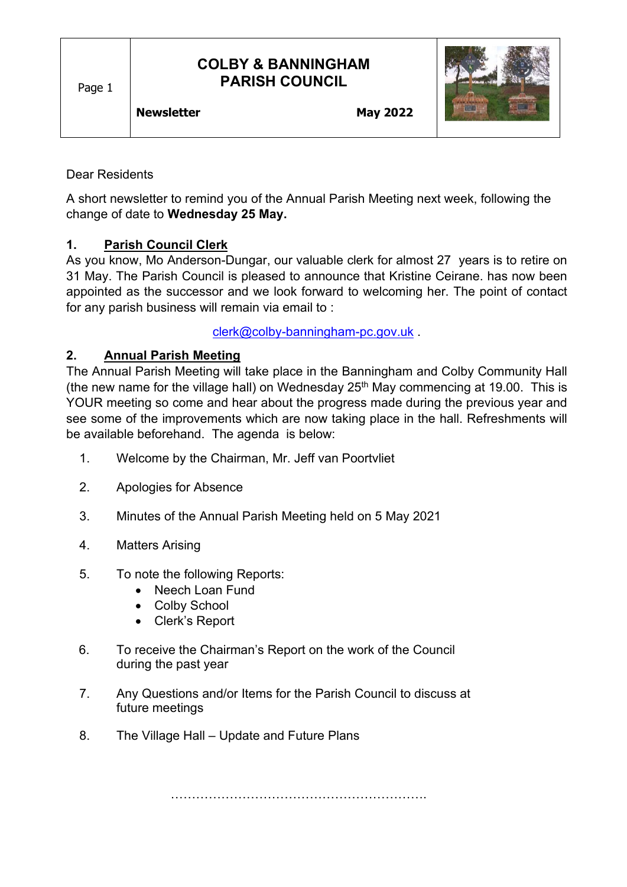# COLBY & BANNINGHAM PARISH COUNCIL

**Newsletter** **May 2022**

Dear Residents

A short newsletter to remind you of the Annual Parish Meeting next week, following the change of date to **Wednesday 25 May.**

## 1. Parish Council Clerk

As you know, Mo Anderson-Dungar, our valuable clerk for almost 27 years is to retire on 31 May. The Parish Council is pleased to announce that Kristine Ceirane. has now been appointed as the successor and we look forward to welcoming her. The point of contact for any parish business will remain via email to :

clerk@colby-banningham-pc.gov.uk .

## 2. Annual Parish Meeting

The Annual Parish Meeting will take place in the Banningham and Colby Community Hall (the new name for the village hall) on Wednesday 25th May commencing at 19.00. This is YOUR meeting so come and hear about the progress made during the previous year and see some of the improvements which are now taking place in the hall. Refreshments will be available beforehand. The agenda is below:

1. Welcome by the Chairman, Mr. Jeff van Poortvliet
2. Apologies for Absence
3. Minutes of the Annual Parish Meeting held on 5 May 2021
4. Matters Arising
5. To note the following Reports:
   - Neech Loan Fund
   - Colby School
   - Clerk's Report
6. To receive the Chairman's Report on the work of the Council during the past year
7. Any Questions and/or Items for the Parish Council to discuss at future meetings
8. The Village Hall – Update and Future Plans

……………………………………………………….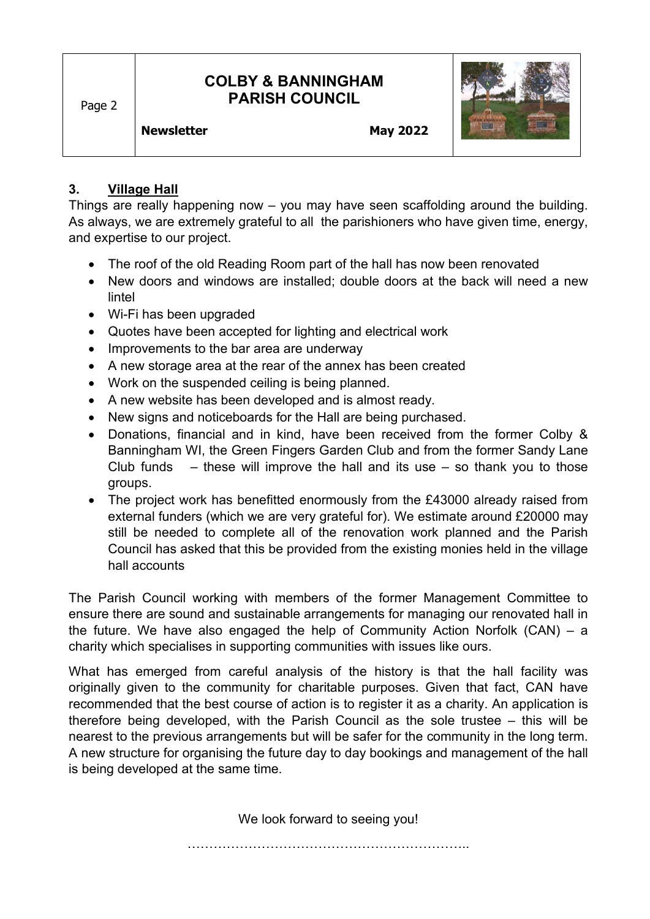## 3. Village Hall

Things are really happening now – you may have seen scaffolding around the building. As always, we are extremely grateful to all the parishioners who have given time, energy, and expertise to our project.

- The roof of the old Reading Room part of the hall has now been renovated
- New doors and windows are installed; double doors at the back will need a new lintel
- Wi-Fi has been upgraded
- Quotes have been accepted for lighting and electrical work
- Improvements to the bar area are underway
- A new storage area at the rear of the annex has been created
- Work on the suspended ceiling is being planned.
- A new website has been developed and is almost ready.
- New signs and noticeboards for the Hall are being purchased.
- Donations, financial and in kind, have been received from the former Colby & Banningham WI, the Green Fingers Garden Club and from the former Sandy Lane Club funds – these will improve the hall and its use – so thank you to those groups.
- The project work has benefitted enormously from the £43000 already raised from external funders (which we are very grateful for). We estimate around £20000 may still be needed to complete all of the renovation work planned and the Parish Council has asked that this be provided from the existing monies held in the village hall accounts

The Parish Council working with members of the former Management Committee to ensure there are sound and sustainable arrangements for managing our renovated hall in the future. We have also engaged the help of Community Action Norfolk (CAN) – a charity which specialises in supporting communities with issues like ours.

What has emerged from careful analysis of the history is that the hall facility was originally given to the community for charitable purposes. Given that fact, CAN have recommended that the best course of action is to register it as a charity. An application is therefore being developed, with the Parish Council as the sole trustee – this will be nearest to the previous arrangements but will be safer for the community in the long term. A new structure for organising the future day to day bookings and management of the hall is being developed at the same time.

We look forward to seeing you!

…………………………………………………………..